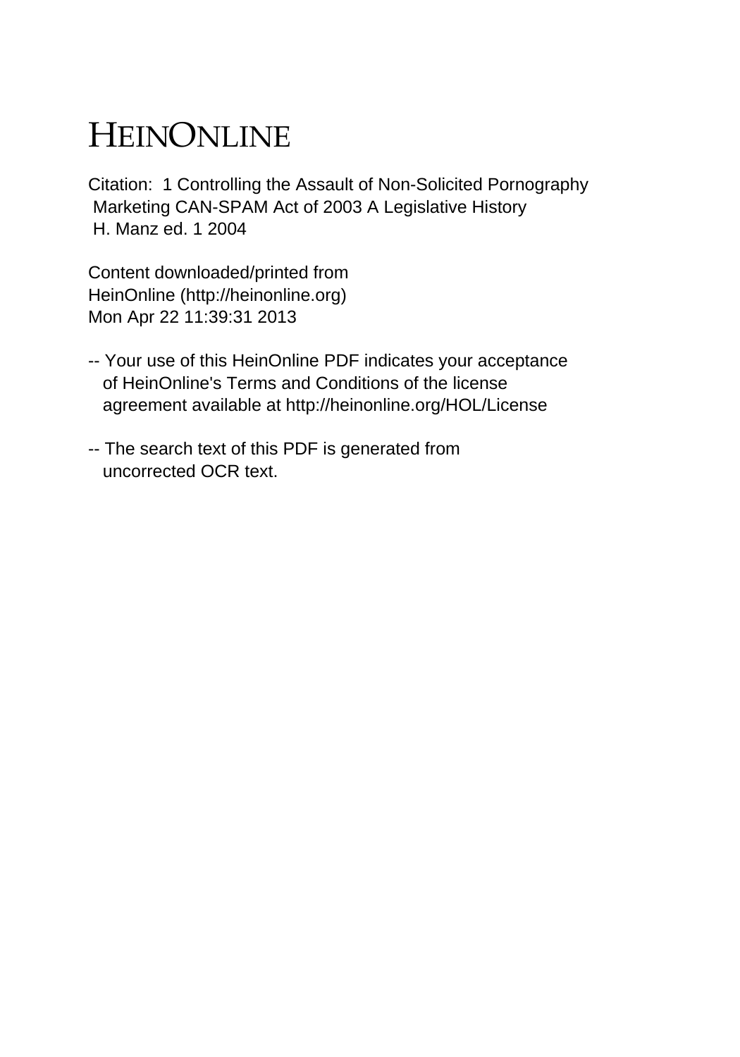# HEINONLINE

Citation: 1 Controlling the Assault of Non-Solicited Pornography Marketing CAN-SPAM Act of 2003 A Legislative History H. Manz ed. 1 2004

Content downloaded/printed from HeinOnline (http://heinonline.org) Mon Apr 22 11:39:31 2013

-- Your use of this HeinOnline PDF indicates your acceptance of HeinOnline's Terms and Conditions of the license agreement available at http://heinonline.org/HOL/License

-- The search text of this PDF is generated from uncorrected OCR text.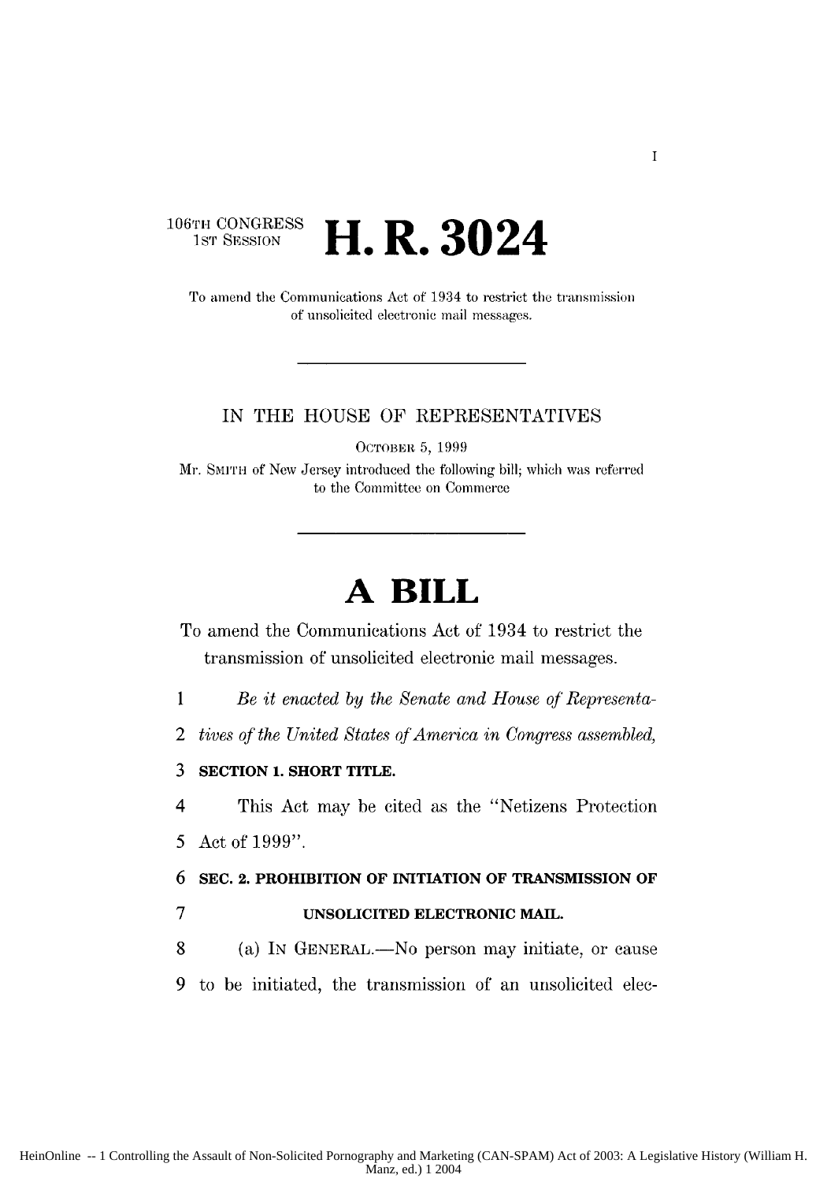106TH CONGRESS
1ST SESSION

# H. R. 3024

To amend the Communications Act of 1934 to restrict the transmission of unsolicited electronic mail messages.

---

IN THE HOUSE OF REPRESENTATIVES

OCTOBER 5, 1999

Mr. SMITH of New Jersey introduced the following bill; which was referred to the Committee on Commerce

---

# A BILL

To amend the Communications Act of 1934 to restrict the transmission of unsolicited electronic mail messages.

1 *Be it enacted by the Senate and House of Representa-*
2 *tives of the United States of America in Congress assembled,*

3 **SECTION 1. SHORT TITLE.**

4 This Act may be cited as the "Netizens Protection
5 Act of 1999".

6 **SEC. 2. PROHIBITION OF INITIATION OF TRANSMISSION OF**
7 **UNSOLICITED ELECTRONIC MAIL.**

8 (a) IN GENERAL.—No person may initiate, or cause
9 to be initiated, the transmission of an unsolicited elec-

HeinOnline -- 1 Controlling the Assault of Non-Solicited Pornography and Marketing (CAN-SPAM) Act of 2003: A Legislative History (William H. Manz, ed.) 1 2004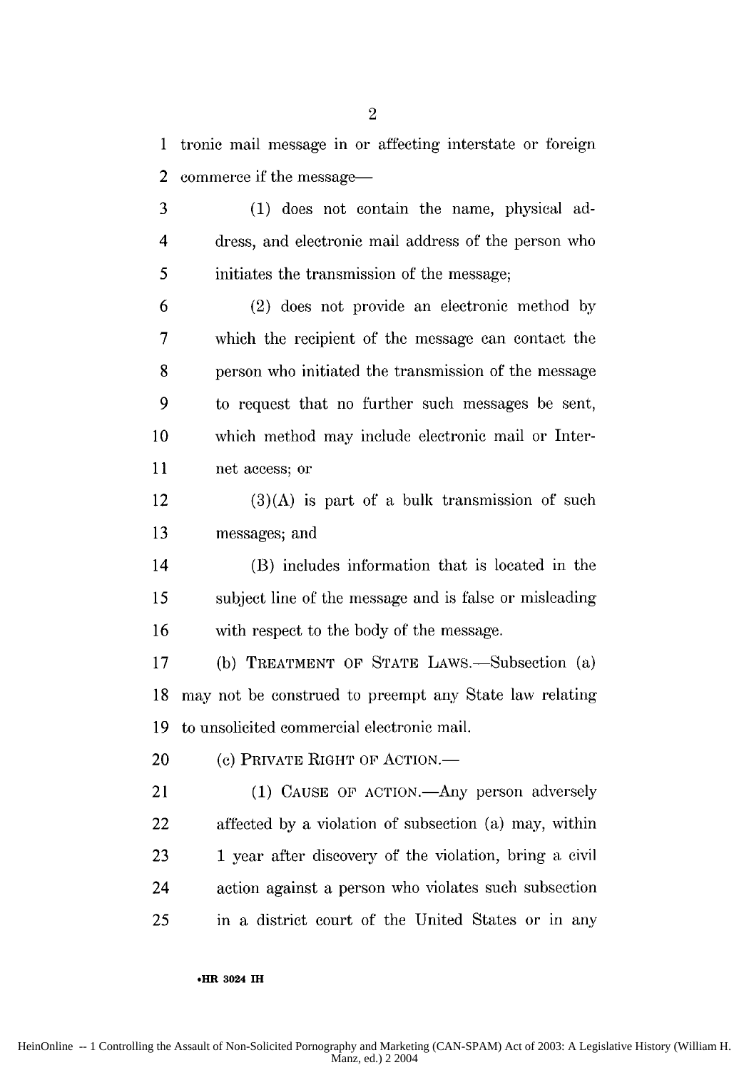tronic mail message in or affecting interstate or foreign commerce if the message—

(1) does not contain the name, physical address, and electronic mail address of the person who initiates the transmission of the message;

(2) does not provide an electronic method by which the recipient of the message can contact the person who initiated the transmission of the message to request that no further such messages be sent, which method may include electronic mail or Internet access; or

(3)(A) is part of a bulk transmission of such messages; and

(B) includes information that is located in the subject line of the message and is false or misleading with respect to the body of the message.

(b) TREATMENT OF STATE LAWS.—Subsection (a) may not be construed to preempt any State law relating to unsolicited commercial electronic mail.

(c) PRIVATE RIGHT OF ACTION.—

(1) CAUSE OF ACTION.—Any person adversely affected by a violation of subsection (a) may, within 1 year after discovery of the violation, bring a civil action against a person who violates such subsection in a district court of the United States or in any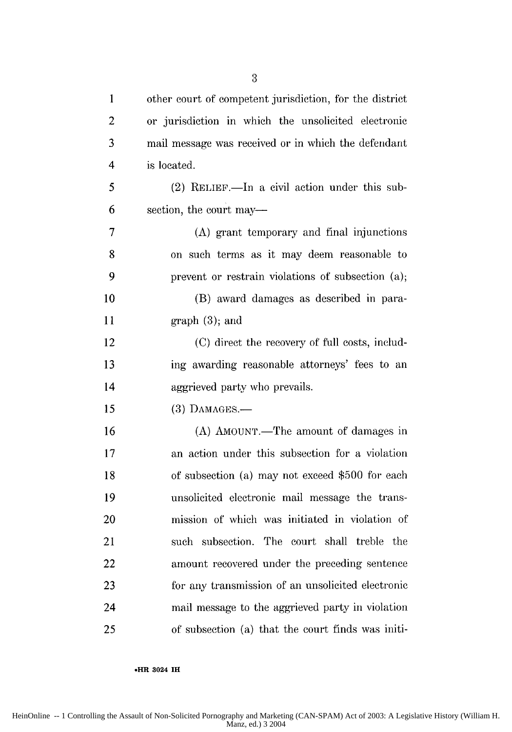other court of competent jurisdiction, for the district or jurisdiction in which the unsolicited electronic mail message was received or in which the defendant is located.

(2) RELIEF.—In a civil action under this subsection, the court may—

(A) grant temporary and final injunctions on such terms as it may deem reasonable to prevent or restrain violations of subsection (a);

(B) award damages as described in paragraph (3); and

(C) direct the recovery of full costs, including awarding reasonable attorneys' fees to an aggrieved party who prevails.

(3) DAMAGES.—

(A) AMOUNT.—The amount of damages in an action under this subsection for a violation of subsection (a) may not exceed $500 for each unsolicited electronic mail message the transmission of which was initiated in violation of such subsection. The court shall treble the amount recovered under the preceding sentence for any transmission of an unsolicited electronic mail message to the aggrieved party in violation of subsection (a) that the court finds was initi-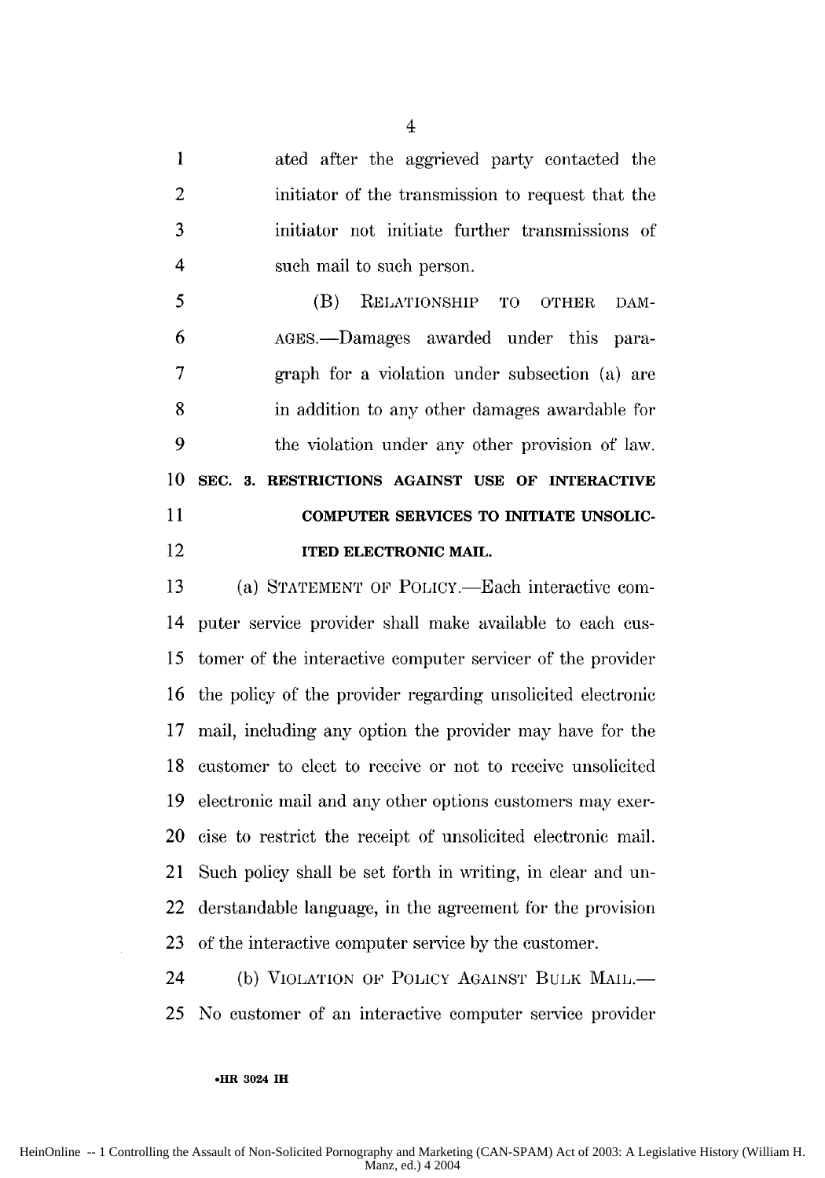ated after the aggrieved party contacted the initiator of the transmission to request that the initiator not initiate further transmissions of such mail to such person.

(B) RELATIONSHIP TO OTHER DAMAGES.—Damages awarded under this paragraph for a violation under subsection (a) are in addition to any other damages awardable for the violation under any other provision of law.

**SEC. 3. RESTRICTIONS AGAINST USE OF INTERACTIVE COMPUTER SERVICES TO INITIATE UNSOLICITED ELECTRONIC MAIL.**

(a) STATEMENT OF POLICY.—Each interactive computer service provider shall make available to each customer of the interactive computer servicer of the provider the policy of the provider regarding unsolicited electronic mail, including any option the provider may have for the customer to elect to receive or not to receive unsolicited electronic mail and any other options customers may exercise to restrict the receipt of unsolicited electronic mail. Such policy shall be set forth in writing, in clear and understandable language, in the agreement for the provision of the interactive computer service by the customer.

(b) VIOLATION OF POLICY AGAINST BULK MAIL.—No customer of an interactive computer service provider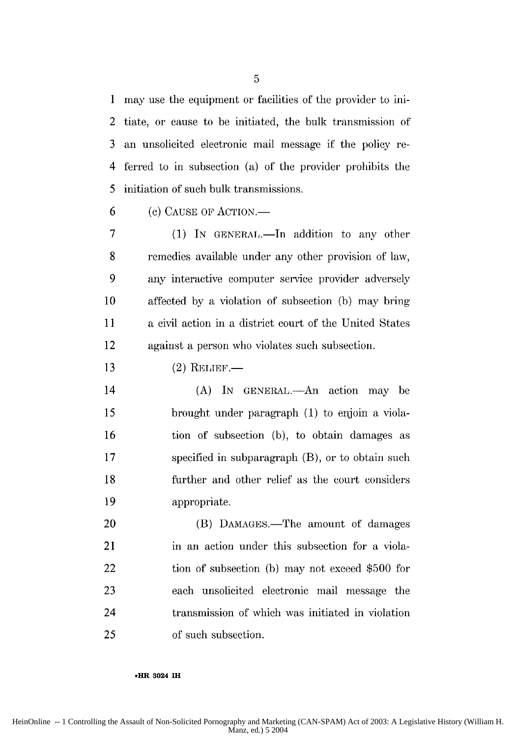may use the equipment or facilities of the provider to initiate, or cause to be initiated, the bulk transmission of an unsolicited electronic mail message if the policy referred to in subsection (a) of the provider prohibits the initiation of such bulk transmissions.

(c) CAUSE OF ACTION.—

(1) IN GENERAL.—In addition to any other remedies available under any other provision of law, any interactive computer service provider adversely affected by a violation of subsection (b) may bring a civil action in a district court of the United States against a person who violates such subsection.

(2) RELIEF.—

(A) IN GENERAL.—An action may be brought under paragraph (1) to enjoin a violation of subsection (b), to obtain damages as specified in subparagraph (B), or to obtain such further and other relief as the court considers appropriate.

(B) DAMAGES.—The amount of damages in an action under this subsection for a violation of subsection (b) may not exceed $500 for each unsolicited electronic mail message the transmission of which was initiated in violation of such subsection.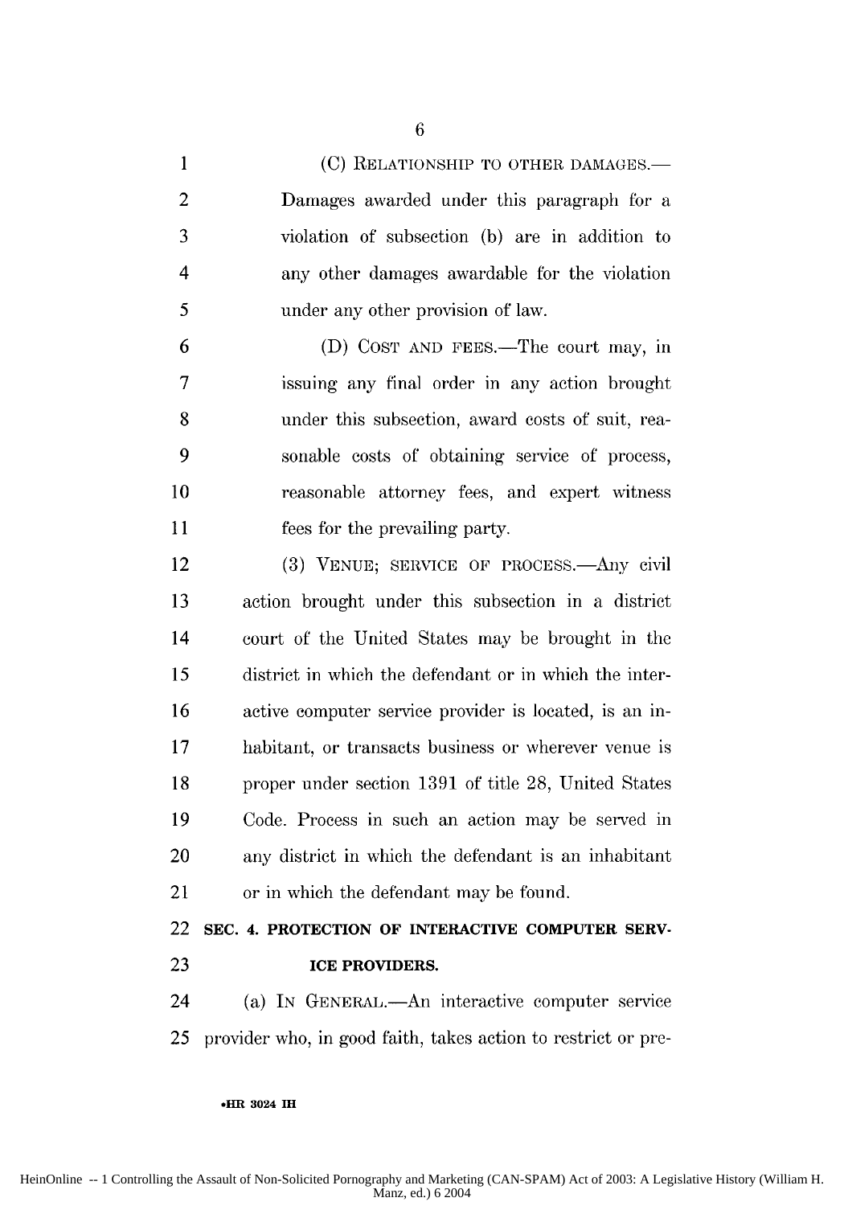(C) RELATIONSHIP TO OTHER DAMAGES.—Damages awarded under this paragraph for a violation of subsection (b) are in addition to any other damages awardable for the violation under any other provision of law.

(D) COST AND FEES.—The court may, in issuing any final order in any action brought under this subsection, award costs of suit, reasonable costs of obtaining service of process, reasonable attorney fees, and expert witness fees for the prevailing party.

(3) VENUE; SERVICE OF PROCESS.—Any civil action brought under this subsection in a district court of the United States may be brought in the district in which the defendant or in which the interactive computer service provider is located, is an inhabitant, or transacts business or wherever venue is proper under section 1391 of title 28, United States Code. Process in such an action may be served in any district in which the defendant is an inhabitant or in which the defendant may be found.

**SEC. 4. PROTECTION OF INTERACTIVE COMPUTER SERVICE PROVIDERS.**

(a) IN GENERAL.—An interactive computer service provider who, in good faith, takes action to restrict or pre-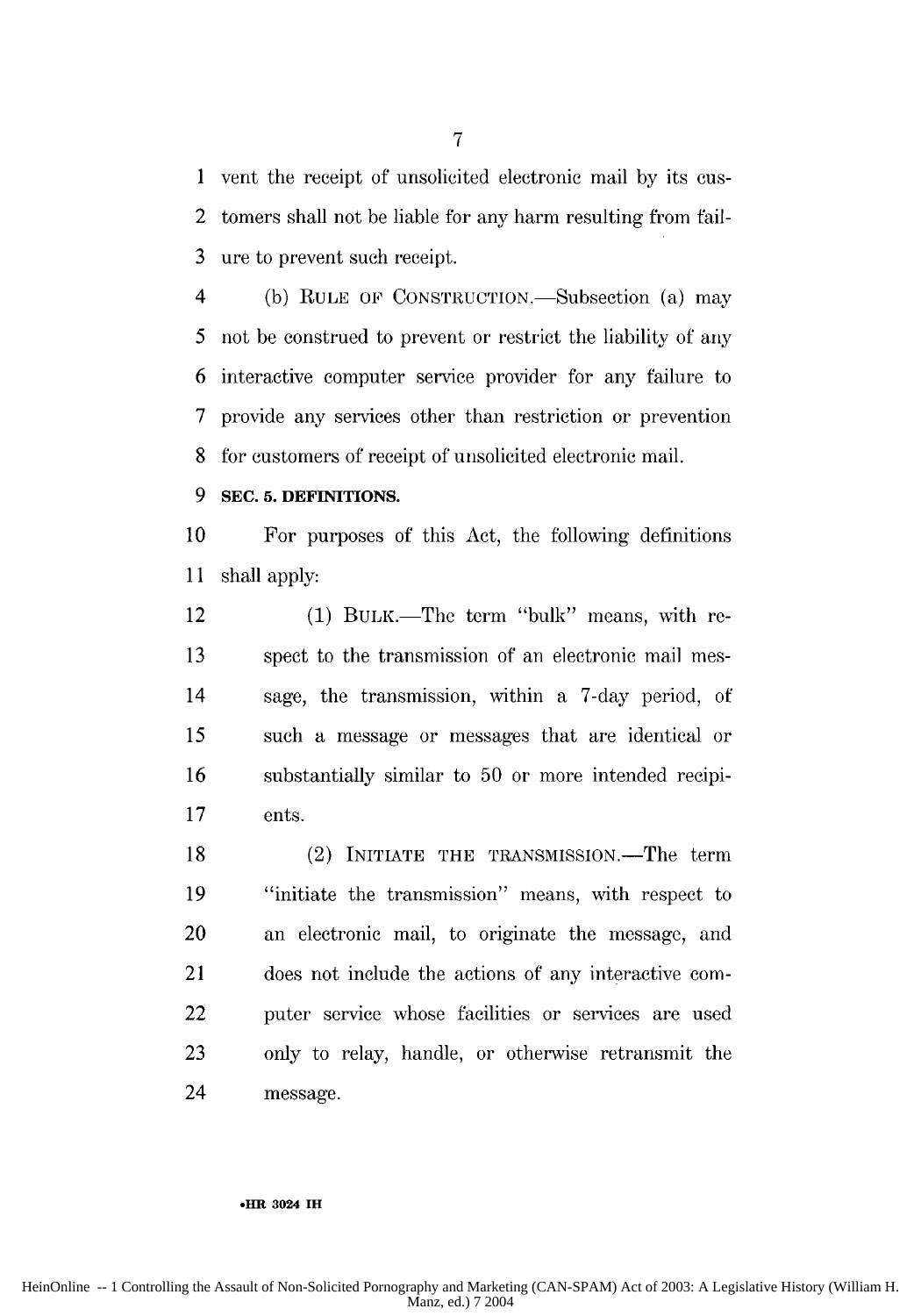vent the receipt of unsolicited electronic mail by its customers shall not be liable for any harm resulting from failure to prevent such receipt.

(b) RULE OF CONSTRUCTION.—Subsection (a) may not be construed to prevent or restrict the liability of any interactive computer service provider for any failure to provide any services other than restriction or prevention for customers of receipt of unsolicited electronic mail.

**SEC. 5. DEFINITIONS.**

For purposes of this Act, the following definitions shall apply:

(1) BULK.—The term "bulk" means, with respect to the transmission of an electronic mail message, the transmission, within a 7-day period, of such a message or messages that are identical or substantially similar to 50 or more intended recipients.

(2) INITIATE THE TRANSMISSION.—The term "initiate the transmission" means, with respect to an electronic mail, to originate the message, and does not include the actions of any interactive computer service whose facilities or services are used only to relay, handle, or otherwise retransmit the message.

•HR 3024 IH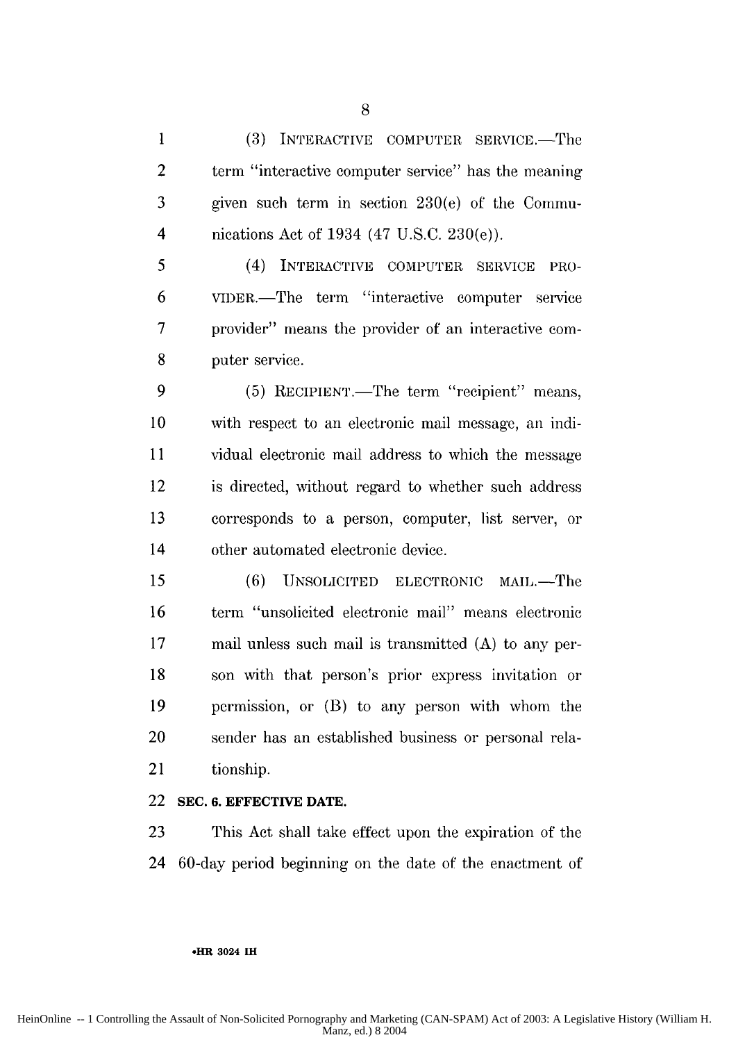(3) INTERACTIVE COMPUTER SERVICE.—The term "interactive computer service" has the meaning given such term in section 230(e) of the Communications Act of 1934 (47 U.S.C. 230(e)).

(4) INTERACTIVE COMPUTER SERVICE PROVIDER.—The term "interactive computer service provider" means the provider of an interactive computer service.

(5) RECIPIENT.—The term "recipient" means, with respect to an electronic mail message, an individual electronic mail address to which the message is directed, without regard to whether such address corresponds to a person, computer, list server, or other automated electronic device.

(6) UNSOLICITED ELECTRONIC MAIL.—The term "unsolicited electronic mail" means electronic mail unless such mail is transmitted (A) to any person with that person's prior express invitation or permission, or (B) to any person with whom the sender has an established business or personal relationship.

**SEC. 6. EFFECTIVE DATE.**

This Act shall take effect upon the expiration of the 60-day period beginning on the date of the enactment of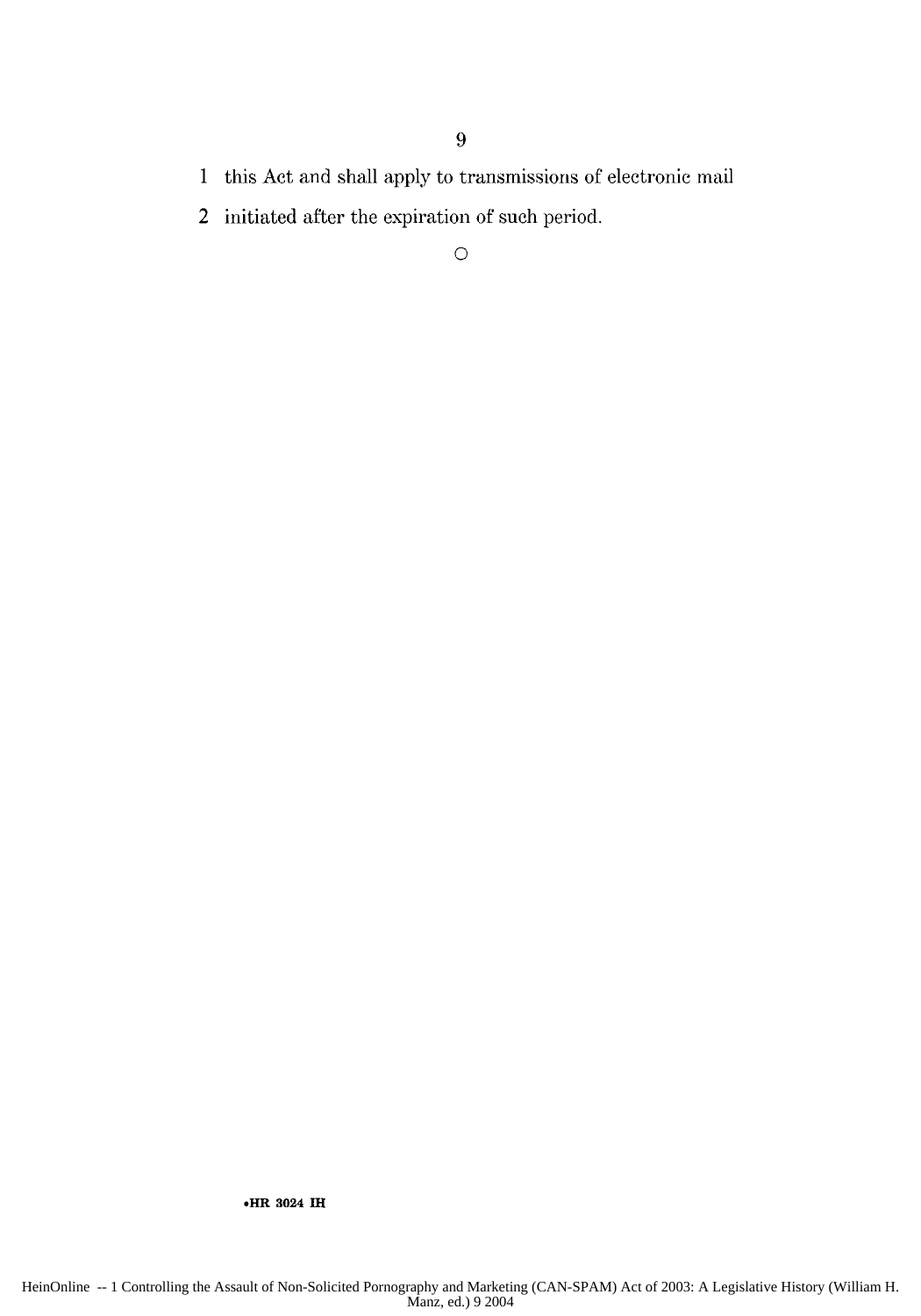this Act and shall apply to transmissions of electronic mail initiated after the expiration of such period.

○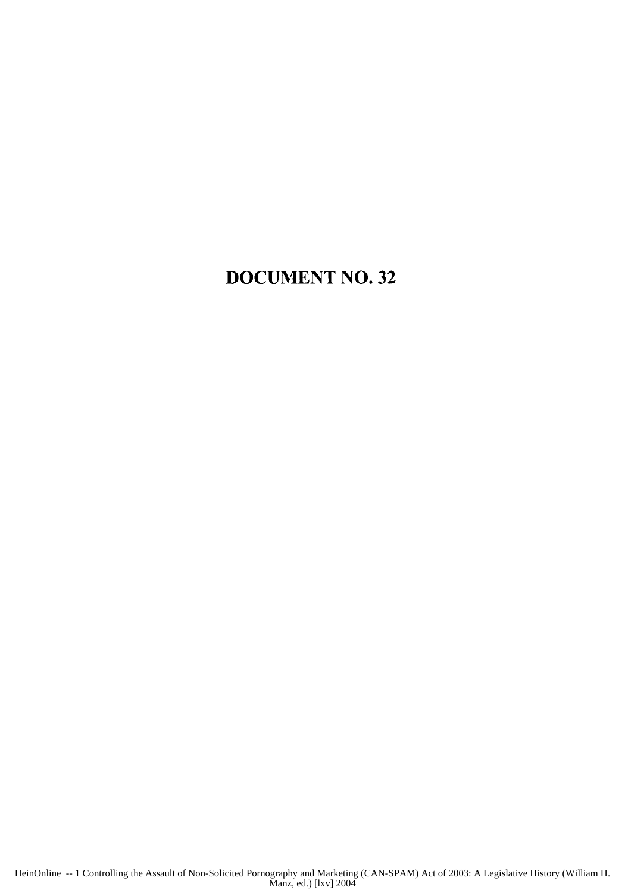# DOCUMENT NO. 32